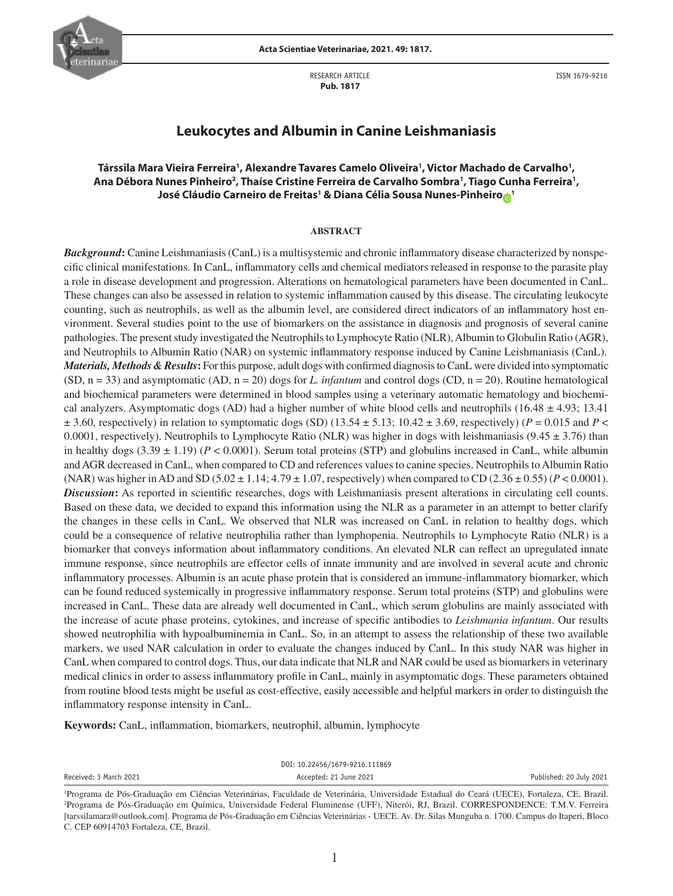RESEARCH ARTICLE
**Pub. 1817**

ISSN 1679-9216

# Leukocytes and Albumin in Canine Leishmaniasis

**Társsila Mara Vieira Ferreira[1], Alexandre Tavares Camelo Oliveira[1], Victor Machado de Carvalho[1], Ana Débora Nunes Pinheiro[2], Thaíse Cristine Ferreira de Carvalho Sombra[1], Tiago Cunha Ferreira[1], José Cláudio Carneiro de Freitas[1] & Diana Célia Sousa Nunes-Pinheiro[1]**

## ABSTRACT

***Background*:** Canine Leishmaniasis (CanL) is a multisystemic and chronic inflammatory disease characterized by nonspecific clinical manifestations. In CanL, inflammatory cells and chemical mediators released in response to the parasite play a role in disease development and progression. Alterations on hematological parameters have been documented in CanL. These changes can also be assessed in relation to systemic inflammation caused by this disease. The circulating leukocyte counting, such as neutrophils, as well as the albumin level, are considered direct indicators of an inflammatory host environment. Several studies point to the use of biomarkers on the assistance in diagnosis and prognosis of several canine pathologies. The present study investigated the Neutrophils to Lymphocyte Ratio (NLR), Albumin to Globulin Ratio (AGR), and Neutrophils to Albumin Ratio (NAR) on systemic inflammatory response induced by Canine Leishmaniasis (CanL).

***Materials, Methods & Results*:** For this purpose, adult dogs with confirmed diagnosis to CanL were divided into symptomatic (SD, n = 33) and asymptomatic (AD, n = 20) dogs for *L. infantum* and control dogs (CD, n = 20). Routine hematological and biochemical parameters were determined in blood samples using a veterinary automatic hematology and biochemical analyzers. Asymptomatic dogs (AD) had a higher number of white blood cells and neutrophils (16.48 ± 4.93; 13.41 ± 3.60, respectively) in relation to symptomatic dogs (SD) (13.54 ± 5.13; 10.42 ± 3.69, respectively) ($P$ = 0.015 and $P$ < 0.0001, respectively). Neutrophils to Lymphocyte Ratio (NLR) was higher in dogs with leishmaniasis (9.45 ± 3.76) than in healthy dogs (3.39 ± 1.19) ($P$ < 0.0001). Serum total proteins (STP) and globulins increased in CanL, while albumin and AGR decreased in CanL, when compared to CD and references values to canine species. Neutrophils to Albumin Ratio (NAR) was higher in AD and SD (5.02 ± 1.14; 4.79 ± 1.07, respectively) when compared to CD (2.36 ± 0.55) ($P$ < 0.0001).

***Discussion*:** As reported in scientific researches, dogs with Leishmaniasis present alterations in circulating cell counts. Based on these data, we decided to expand this information using the NLR as a parameter in an attempt to better clarify the changes in these cells in CanL. We observed that NLR was increased on CanL in relation to healthy dogs, which could be a consequence of relative neutrophilia rather than lymphopenia. Neutrophils to Lymphocyte Ratio (NLR) is a biomarker that conveys information about inflammatory conditions. An elevated NLR can reflect an upregulated innate immune response, since neutrophils are effector cells of innate immunity and are involved in several acute and chronic inflammatory processes. Albumin is an acute phase protein that is considered an immune-inflammatory biomarker, which can be found reduced systemically in progressive inflammatory response. Serum total proteins (STP) and globulins were increased in CanL. These data are already well documented in CanL, which serum globulins are mainly associated with the increase of acute phase proteins, cytokines, and increase of specific antibodies to *Leishmania infantum*. Our results showed neutrophilia with hypoalbuminemia in CanL. So, in an attempt to assess the relationship of these two available markers, we used NAR calculation in order to evaluate the changes induced by CanL. In this study NAR was higher in CanL when compared to control dogs. Thus, our data indicate that NLR and NAR could be used as biomarkers in veterinary medical clinics in order to assess inflammatory profile in CanL, mainly in asymptomatic dogs. These parameters obtained from routine blood tests might be useful as cost-effective, easily accessible and helpful markers in order to distinguish the inflammatory response intensity in CanL.

**Keywords:** CanL, inflammation, biomarkers, neutrophil, albumin, lymphocyte

DOI: 10.22456/1679-9216.111869

Received: 3 March 2021 | Accepted: 21 June 2021 | Published: 20 July 2021

[1]Programa de Pós-Graduação em Ciências Veterinárias, Faculdade de Veterinária, Universidade Estadual do Ceará (UECE), Fortaleza, CE, Brazil. [2]Programa de Pós-Graduação em Química, Universidade Federal Fluminense (UFF), Niterói, RJ, Brazil. CORRESPONDENCE: T.M.V. Ferreira [tarssilamara@outlook.com]. Programa de Pós-Graduação em Ciências Veterinárias - UECE. Av. Dr. Silas Munguba n. 1700. Campus do Itaperi, Bloco C. CEP 60914703 Fortaleza, CE, Brazil.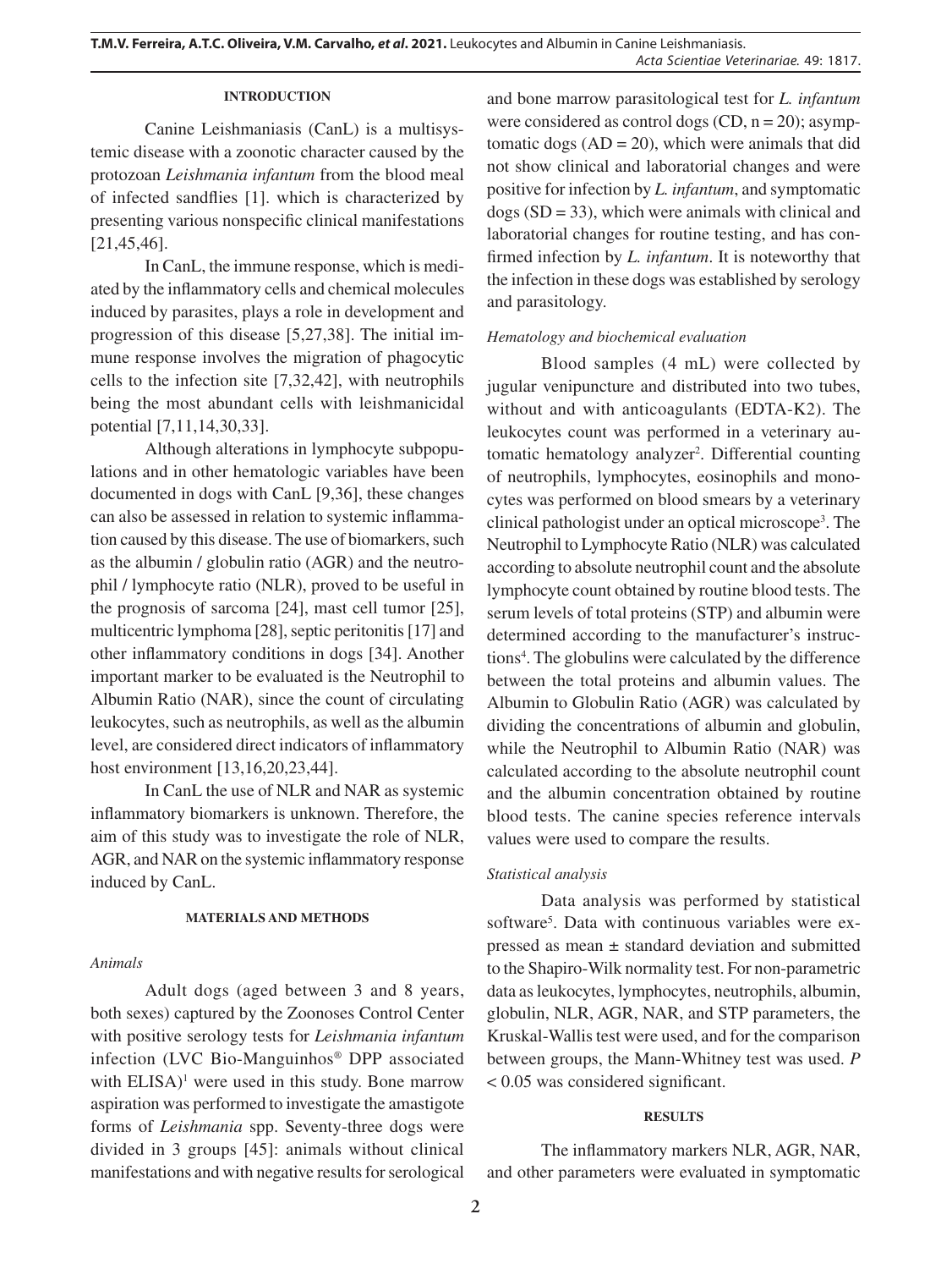## INTRODUCTION

Canine Leishmaniasis (CanL) is a multisystemic disease with a zoonotic character caused by the protozoan *Leishmania infantum* from the blood meal of infected sandflies [1]. which is characterized by presenting various nonspecific clinical manifestations [21,45,46].

In CanL, the immune response, which is mediated by the inflammatory cells and chemical molecules induced by parasites, plays a role in development and progression of this disease [5,27,38]. The initial immune response involves the migration of phagocytic cells to the infection site [7,32,42], with neutrophils being the most abundant cells with leishmanicidal potential [7,11,14,30,33].

Although alterations in lymphocyte subpopulations and in other hematologic variables have been documented in dogs with CanL [9,36], these changes can also be assessed in relation to systemic inflammation caused by this disease. The use of biomarkers, such as the albumin / globulin ratio (AGR) and the neutrophil / lymphocyte ratio (NLR), proved to be useful in the prognosis of sarcoma [24], mast cell tumor [25], multicentric lymphoma [28], septic peritonitis [17] and other inflammatory conditions in dogs [34]. Another important marker to be evaluated is the Neutrophil to Albumin Ratio (NAR), since the count of circulating leukocytes, such as neutrophils, as well as the albumin level, are considered direct indicators of inflammatory host environment [13,16,20,23,44].

In CanL the use of NLR and NAR as systemic inflammatory biomarkers is unknown. Therefore, the aim of this study was to investigate the role of NLR, AGR, and NAR on the systemic inflammatory response induced by CanL.

## MATERIALS AND METHODS

### *Animals*

Adult dogs (aged between 3 and 8 years, both sexes) captured by the Zoonoses Control Center with positive serology tests for *Leishmania infantum* infection (LVC Bio-Manguinhos® DPP associated with ELISA)[1] were used in this study. Bone marrow aspiration was performed to investigate the amastigote forms of *Leishmania* spp. Seventy-three dogs were divided in 3 groups [45]: animals without clinical manifestations and with negative results for serological and bone marrow parasitological test for *L. infantum* were considered as control dogs (CD, n = 20); asymptomatic dogs (AD = 20), which were animals that did not show clinical and laboratorial changes and were positive for infection by *L. infantum*, and symptomatic dogs (SD = 33), which were animals with clinical and laboratorial changes for routine testing, and has confirmed infection by *L. infantum*. It is noteworthy that the infection in these dogs was established by serology and parasitology.

### *Hematology and biochemical evaluation*

Blood samples (4 mL) were collected by jugular venipuncture and distributed into two tubes, without and with anticoagulants (EDTA-K2). The leukocytes count was performed in a veterinary automatic hematology analyzer[2]. Differential counting of neutrophils, lymphocytes, eosinophils and monocytes was performed on blood smears by a veterinary clinical pathologist under an optical microscope[3]. The Neutrophil to Lymphocyte Ratio (NLR) was calculated according to absolute neutrophil count and the absolute lymphocyte count obtained by routine blood tests. The serum levels of total proteins (STP) and albumin were determined according to the manufacturer's instructions[4]. The globulins were calculated by the difference between the total proteins and albumin values. The Albumin to Globulin Ratio (AGR) was calculated by dividing the concentrations of albumin and globulin, while the Neutrophil to Albumin Ratio (NAR) was calculated according to the absolute neutrophil count and the albumin concentration obtained by routine blood tests. The canine species reference intervals values were used to compare the results.

### *Statistical analysis*

Data analysis was performed by statistical software[5]. Data with continuous variables were expressed as mean ± standard deviation and submitted to the Shapiro-Wilk normality test. For non-parametric data as leukocytes, lymphocytes, neutrophils, albumin, globulin, NLR, AGR, NAR, and STP parameters, the Kruskal-Wallis test were used, and for the comparison between groups, the Mann-Whitney test was used. $P < 0.05$ was considered significant.

## RESULTS

The inflammatory markers NLR, AGR, NAR, and other parameters were evaluated in symptomatic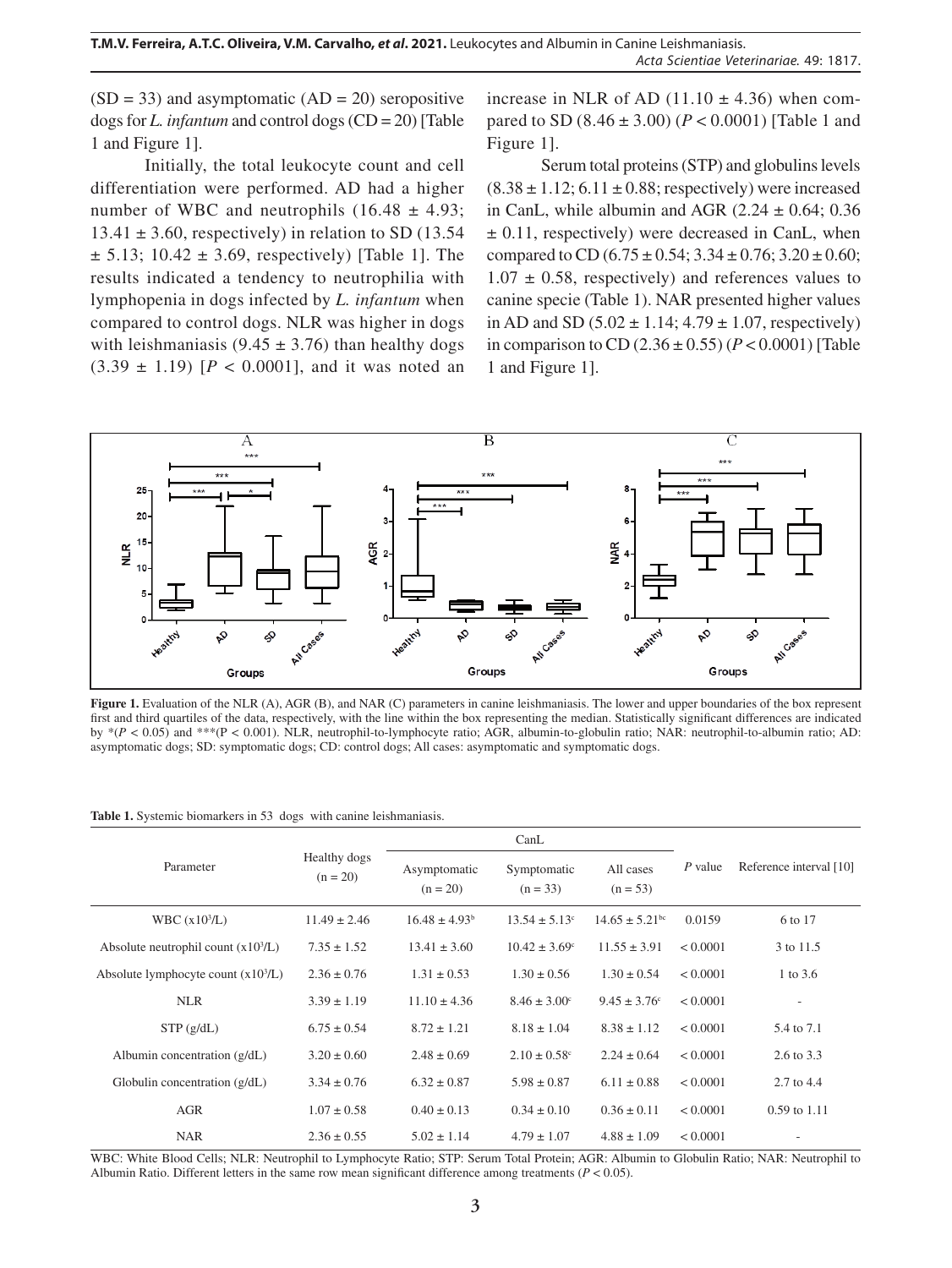(SD = 33) and asymptomatic (AD = 20) seropositive dogs for *L. infantum* and control dogs (CD = 20) [Table 1 and Figure 1].

Initially, the total leukocyte count and cell differentiation were performed. AD had a higher number of WBC and neutrophils (16.48 ± 4.93; 13.41 ± 3.60, respectively) in relation to SD (13.54 ± 5.13; 10.42 ± 3.69, respectively) [Table 1]. The results indicated a tendency to neutrophilia with lymphopenia in dogs infected by *L. infantum* when compared to control dogs. NLR was higher in dogs with leishmaniasis (9.45 ± 3.76) than healthy dogs (3.39 ± 1.19) [$P < 0.0001$], and it was noted an increase in NLR of AD (11.10 ± 4.36) when compared to SD (8.46 ± 3.00) ($P < 0.0001$) [Table 1 and Figure 1].

Serum total proteins (STP) and globulins levels (8.38 ± 1.12; 6.11 ± 0.88; respectively) were increased in CanL, while albumin and AGR (2.24 ± 0.64; 0.36 ± 0.11, respectively) were decreased in CanL, when compared to CD (6.75 ± 0.54; 3.34 ± 0.76; 3.20 ± 0.60; 1.07 ± 0.58, respectively) and references values to canine specie (Table 1). NAR presented higher values in AD and SD (5.02 ± 1.14; 4.79 ± 1.07, respectively) in comparison to CD (2.36 ± 0.55) ($P < 0.0001$) [Table 1 and Figure 1].

**Figure 1.** Evaluation of the NLR (A), AGR (B), and NAR (C) parameters in canine leishmaniasis. The lower and upper boundaries of the box represent first and third quartiles of the data, respectively, with the line within the box representing the median. Statistically significant differences are indicated by *($P < 0.05$) and ***($P < 0.001$). NLR, neutrophil-to-lymphocyte ratio; AGR, albumin-to-globulin ratio; NAR: neutrophil-to-albumin ratio; AD: asymptomatic dogs; SD: symptomatic dogs; CD: control dogs; All cases: asymptomatic and symptomatic dogs.

**Table 1.** Systemic biomarkers in 53 dogs with canine leishmaniasis.

| Parameter | Healthy dogs (n = 20) | CanL | | | *P* value | Reference interval [10] |
|---|---|---|---|---|---|---|
| | | Asymptomatic (n = 20) | Symptomatic (n = 33) | All cases (n = 53) | | |
| WBC ($x10^3$/L) | 11.49 ± 2.46 | 16.48 ± 4.93[b] | 13.54 ± 5.13[c] | 14.65 ± 5.21[bc] | 0.0159 | 6 to 17 |
| Absolute neutrophil count ($x10^3$/L) | 7.35 ± 1.52 | 13.41 ± 3.60 | 10.42 ± 3.69[c] | 11.55 ± 3.91 | < 0.0001 | 3 to 11.5 |
| Absolute lymphocyte count ($x10^3$/L) | 2.36 ± 0.76 | 1.31 ± 0.53 | 1.30 ± 0.56 | 1.30 ± 0.54 | < 0.0001 | 1 to 3.6 |
| NLR | 3.39 ± 1.19 | 11.10 ± 4.36 | 8.46 ± 3.00[c] | 9.45 ± 3.76[c] | < 0.0001 | - |
| STP (g/dL) | 6.75 ± 0.54 | 8.72 ± 1.21 | 8.18 ± 1.04 | 8.38 ± 1.12 | < 0.0001 | 5.4 to 7.1 |
| Albumin concentration (g/dL) | 3.20 ± 0.60 | 2.48 ± 0.69 | 2.10 ± 0.58[c] | 2.24 ± 0.64 | < 0.0001 | 2.6 to 3.3 |
| Globulin concentration (g/dL) | 3.34 ± 0.76 | 6.32 ± 0.87 | 5.98 ± 0.87 | 6.11 ± 0.88 | < 0.0001 | 2.7 to 4.4 |
| AGR | 1.07 ± 0.58 | 0.40 ± 0.13 | 0.34 ± 0.10 | 0.36 ± 0.11 | < 0.0001 | 0.59 to 1.11 |
| NAR | 2.36 ± 0.55 | 5.02 ± 1.14 | 4.79 ± 1.07 | 4.88 ± 1.09 | < 0.0001 | - |

WBC: White Blood Cells; NLR: Neutrophil to Lymphocyte Ratio; STP: Serum Total Protein; AGR: Albumin to Globulin Ratio; NAR: Neutrophil to Albumin Ratio. Different letters in the same row mean significant difference among treatments ($P < 0.05$).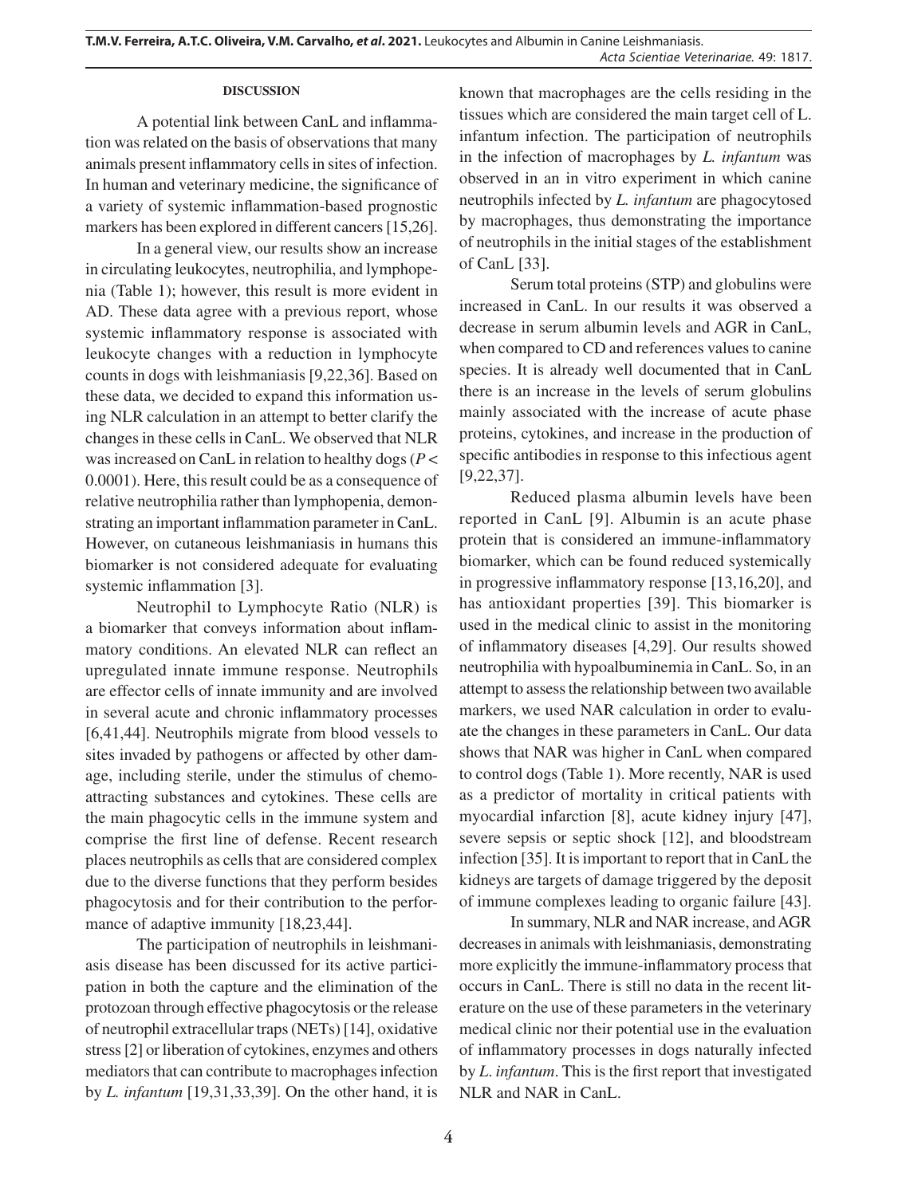## DISCUSSION

A potential link between CanL and inflammation was related on the basis of observations that many animals present inflammatory cells in sites of infection. In human and veterinary medicine, the significance of a variety of systemic inflammation-based prognostic markers has been explored in different cancers [15,26].

In a general view, our results show an increase in circulating leukocytes, neutrophilia, and lymphopenia (Table 1); however, this result is more evident in AD. These data agree with a previous report, whose systemic inflammatory response is associated with leukocyte changes with a reduction in lymphocyte counts in dogs with leishmaniasis [9,22,36]. Based on these data, we decided to expand this information using NLR calculation in an attempt to better clarify the changes in these cells in CanL. We observed that NLR was increased on CanL in relation to healthy dogs ($P < 0.0001$). Here, this result could be as a consequence of relative neutrophilia rather than lymphopenia, demonstrating an important inflammation parameter in CanL. However, on cutaneous leishmaniasis in humans this biomarker is not considered adequate for evaluating systemic inflammation [3].

Neutrophil to Lymphocyte Ratio (NLR) is a biomarker that conveys information about inflammatory conditions. An elevated NLR can reflect an upregulated innate immune response. Neutrophils are effector cells of innate immunity and are involved in several acute and chronic inflammatory processes [6,41,44]. Neutrophils migrate from blood vessels to sites invaded by pathogens or affected by other damage, including sterile, under the stimulus of chemoattracting substances and cytokines. These cells are the main phagocytic cells in the immune system and comprise the first line of defense. Recent research places neutrophils as cells that are considered complex due to the diverse functions that they perform besides phagocytosis and for their contribution to the performance of adaptive immunity [18,23,44].

The participation of neutrophils in leishmaniasis disease has been discussed for its active participation in both the capture and the elimination of the protozoan through effective phagocytosis or the release of neutrophil extracellular traps (NETs) [14], oxidative stress [2] or liberation of cytokines, enzymes and others mediators that can contribute to macrophages infection by *L. infantum* [19,31,33,39]. On the other hand, it is known that macrophages are the cells residing in the tissues which are considered the main target cell of L. infantum infection. The participation of neutrophils in the infection of macrophages by *L. infantum* was observed in an in vitro experiment in which canine neutrophils infected by *L. infantum* are phagocytosed by macrophages, thus demonstrating the importance of neutrophils in the initial stages of the establishment of CanL [33].

Serum total proteins (STP) and globulins were increased in CanL. In our results it was observed a decrease in serum albumin levels and AGR in CanL, when compared to CD and references values to canine species. It is already well documented that in CanL there is an increase in the levels of serum globulins mainly associated with the increase of acute phase proteins, cytokines, and increase in the production of specific antibodies in response to this infectious agent [9,22,37].

Reduced plasma albumin levels have been reported in CanL [9]. Albumin is an acute phase protein that is considered an immune-inflammatory biomarker, which can be found reduced systemically in progressive inflammatory response [13,16,20], and has antioxidant properties [39]. This biomarker is used in the medical clinic to assist in the monitoring of inflammatory diseases [4,29]. Our results showed neutrophilia with hypoalbuminemia in CanL. So, in an attempt to assess the relationship between two available markers, we used NAR calculation in order to evaluate the changes in these parameters in CanL. Our data shows that NAR was higher in CanL when compared to control dogs (Table 1). More recently, NAR is used as a predictor of mortality in critical patients with myocardial infarction [8], acute kidney injury [47], severe sepsis or septic shock [12], and bloodstream infection [35]. It is important to report that in CanL the kidneys are targets of damage triggered by the deposit of immune complexes leading to organic failure [43].

In summary, NLR and NAR increase, and AGR decreases in animals with leishmaniasis, demonstrating more explicitly the immune-inflammatory process that occurs in CanL. There is still no data in the recent literature on the use of these parameters in the veterinary medical clinic nor their potential use in the evaluation of inflammatory processes in dogs naturally infected by *L. infantum*. This is the first report that investigated NLR and NAR in CanL.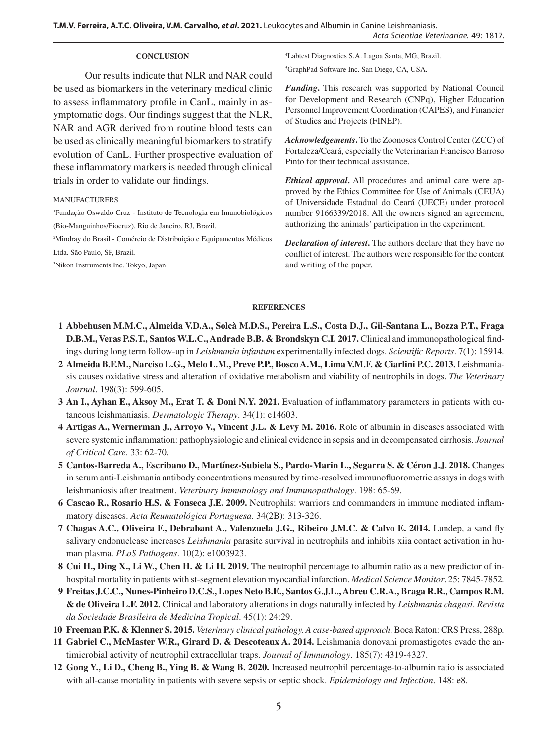## CONCLUSION

Our results indicate that NLR and NAR could be used as biomarkers in the veterinary medical clinic to assess inflammatory profile in CanL, mainly in asymptomatic dogs. Our findings suggest that the NLR, NAR and AGR derived from routine blood tests can be used as clinically meaningful biomarkers to stratify evolution of CanL. Further prospective evaluation of these inflammatory markers is needed through clinical trials in order to validate our findings.

MANUFACTURERS

[1]Fundação Oswaldo Cruz - Instituto de Tecnologia em Imunobiológicos (Bio-Manguinhos/Fiocruz). Rio de Janeiro, RJ, Brazil.

[2]Mindray do Brasil - Comércio de Distribuição e Equipamentos Médicos Ltda. São Paulo, SP, Brazil.

[3]Nikon Instruments Inc. Tokyo, Japan.

[4]Labtest Diagnostics S.A. Lagoa Santa, MG, Brazil.

[5]GraphPad Software Inc. San Diego, CA, USA.

***Funding*.** This research was supported by National Council for Development and Research (CNPq), Higher Education Personnel Improvement Coordination (CAPES), and Financier of Studies and Projects (FINEP).

***Acknowledgements*.** To the Zoonoses Control Center (ZCC) of Fortaleza/Ceará, especially the Veterinarian Francisco Barroso Pinto for their technical assistance.

***Ethical approval*.** All procedures and animal care were approved by the Ethics Committee for Use of Animals (CEUA) of Universidade Estadual do Ceará (UECE) under protocol number 9166339/2018. All the owners signed an agreement, authorizing the animals' participation in the experiment.

***Declaration of interest*.** The authors declare that they have no conflict of interest. The authors were responsible for the content and writing of the paper.

## REFERENCES

1 **Abbehusen M.M.C., Almeida V.D.A., Solcà M.D.S., Pereira L.S., Costa D.J., Gil-Santana L., Bozza P.T., Fraga D.B.M., Veras P.S.T., Santos W.L.C., Andrade B.B. & Brondskyn C.I. 2017.** Clinical and immunopathological findings during long term follow-up in *Leishmania infantum* experimentally infected dogs. *Scientific Reports*. 7(1): 15914.

2 **Almeida B.F.M., Narciso L.G., Melo L.M., Preve P.P., Bosco A.M., Lima V.M.F. & Ciarlini P.C. 2013.** Leishmaniasis causes oxidative stress and alteration of oxidative metabolism and viability of neutrophils in dogs. *The Veterinary Journal*. 198(3): 599-605.

3 **An I., Ayhan E., Aksoy M., Erat T. & Doni N.Y. 2021.** Evaluation of inflammatory parameters in patients with cutaneous leishmaniasis. *Dermatologic Therapy*. 34(1): e14603.

4 **Artigas A., Wernerman J., Arroyo V., Vincent J.L. & Levy M. 2016.** Role of albumin in diseases associated with severe systemic inflammation: pathophysiologic and clinical evidence in sepsis and in decompensated cirrhosis. *Journal of Critical Care.* 33: 62-70.

5 **Cantos-Barreda A., Escribano D., Martínez-Subiela S., Pardo-Marin L., Segarra S. & Céron J.J. 2018.** Changes in serum anti-Leishmania antibody concentrations measured by time-resolved immunofluorometric assays in dogs with leishmaniosis after treatment. *Veterinary Immunology and Immunopathology*. 198: 65-69.

6 **Cascao R., Rosario H.S. & Fonseca J.E. 2009.** Neutrophils: warriors and commanders in immune mediated inflammatory diseases. *Acta Reumatológica Portuguesa*. 34(2B): 313-326.

7 **Chagas A.C., Oliveira F., Debrabant A., Valenzuela J.G., Ribeiro J.M.C. & Calvo E. 2014.** Lundep, a sand fly salivary endonuclease increases *Leishmania* parasite survival in neutrophils and inhibits xiia contact activation in human plasma. *PLoS Pathogens*. 10(2): e1003923.

8 **Cui H., Ding X., Li W., Chen H. & Li H. 2019.** The neutrophil percentage to albumin ratio as a new predictor of in-hospital mortality in patients with st-segment elevation myocardial infarction. *Medical Science Monitor*. 25: 7845-7852.

9 **Freitas J.C.C., Nunes-Pinheiro D.C.S., Lopes Neto B.E., Santos G.J.L., Abreu C.R.A., Braga R.R., Campos R.M. & de Oliveira L.F. 2012.** Clinical and laboratory alterations in dogs naturally infected by *Leishmania chagasi*. *Revista da Sociedade Brasileira de Medicina Tropical*. 45(1): 24:29.

10 **Freeman P.K. & Klenner S. 2015.** *Veterinary clinical pathology. A case-based approach*. Boca Raton: CRS Press, 288p.

11 **Gabriel C., McMaster W.R., Girard D. & Descoteaux A. 2014.** Leishmania donovani promastigotes evade the antimicrobial activity of neutrophil extracellular traps. *Journal of Immunology*. 185(7): 4319-4327.

12 **Gong Y., Li D., Cheng B., Ying B. & Wang B. 2020.** Increased neutrophil percentage-to-albumin ratio is associated with all-cause mortality in patients with severe sepsis or septic shock. *Epidemiology and Infection*. 148: e8.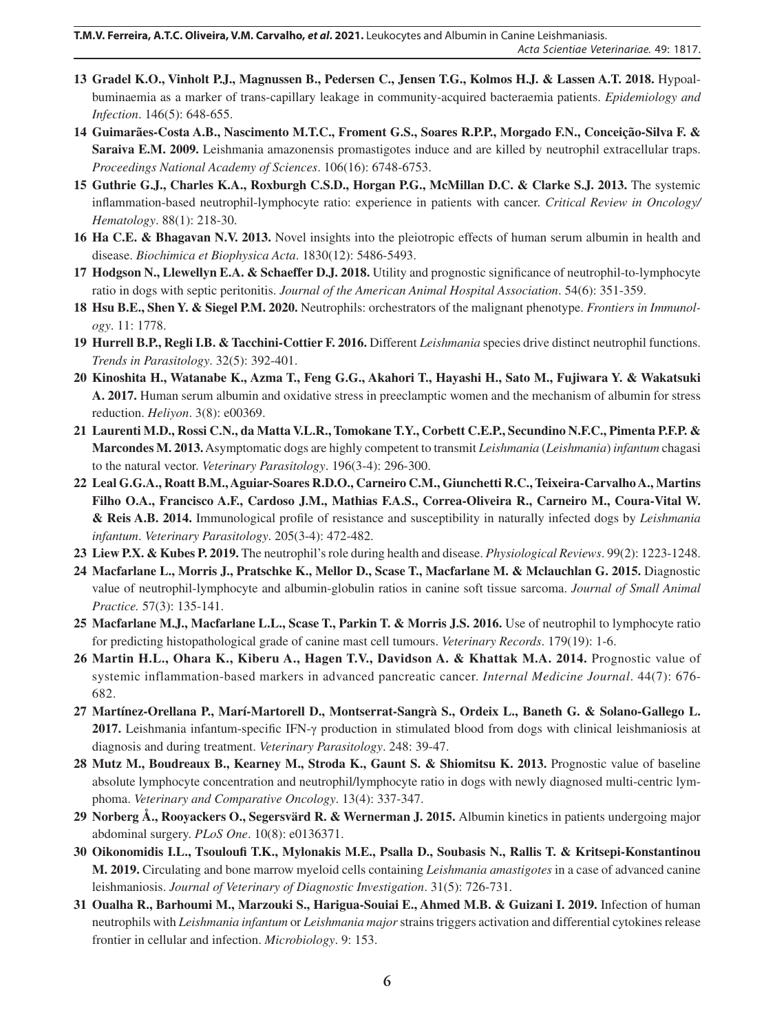**13 Gradel K.O., Vinholt P.J., Magnussen B., Pedersen C., Jensen T.G., Kolmos H.J. & Lassen A.T. 2018.** Hypoalbuminaemia as a marker of trans-capillary leakage in community-acquired bacteraemia patients. *Epidemiology and Infection*. 146(5): 648-655.

**14 Guimarães-Costa A.B., Nascimento M.T.C., Froment G.S., Soares R.P.P., Morgado F.N., Conceição-Silva F. & Saraiva E.M. 2009.** Leishmania amazonensis promastigotes induce and are killed by neutrophil extracellular traps. *Proceedings National Academy of Sciences*. 106(16): 6748-6753.

**15 Guthrie G.J., Charles K.A., Roxburgh C.S.D., Horgan P.G., McMillan D.C. & Clarke S.J. 2013.** The systemic inflammation-based neutrophil-lymphocyte ratio: experience in patients with cancer. *Critical Review in Oncology/Hematology*. 88(1): 218-30.

**16 Ha C.E. & Bhagavan N.V. 2013.** Novel insights into the pleiotropic effects of human serum albumin in health and disease. *Biochimica et Biophysica Acta*. 1830(12): 5486-5493.

**17 Hodgson N., Llewellyn E.A. & Schaeffer D.J. 2018.** Utility and prognostic significance of neutrophil-to-lymphocyte ratio in dogs with septic peritonitis. *Journal of the American Animal Hospital Association*. 54(6): 351-359.

**18 Hsu B.E., Shen Y. & Siegel P.M. 2020.** Neutrophils: orchestrators of the malignant phenotype. *Frontiers in Immunology*. 11: 1778.

**19 Hurrell B.P., Regli I.B. & Tacchini-Cottier F. 2016.** Different *Leishmania* species drive distinct neutrophil functions. *Trends in Parasitology*. 32(5): 392-401.

**20 Kinoshita H., Watanabe K., Azma T., Feng G.G., Akahori T., Hayashi H., Sato M., Fujiwara Y. & Wakatsuki A. 2017.** Human serum albumin and oxidative stress in preeclamptic women and the mechanism of albumin for stress reduction. *Heliyon*. 3(8): e00369.

**21 Laurenti M.D., Rossi C.N., da Matta V.L.R., Tomokane T.Y., Corbett C.E.P., Secundino N.F.C., Pimenta P.F.P. & Marcondes M. 2013.** Asymptomatic dogs are highly competent to transmit *Leishmania* (*Leishmania*) *infantum* chagasi to the natural vector. *Veterinary Parasitology*. 196(3-4): 296-300.

**22 Leal G.G.A., Roatt B.M., Aguiar-Soares R.D.O., Carneiro C.M., Giunchetti R.C., Teixeira-Carvalho A., Martins Filho O.A., Francisco A.F., Cardoso J.M., Mathias F.A.S., Correa-Oliveira R., Carneiro M., Coura-Vital W. & Reis A.B. 2014.** Immunological profile of resistance and susceptibility in naturally infected dogs by *Leishmania infantum*. *Veterinary Parasitology*. 205(3-4): 472-482.

**23 Liew P.X. & Kubes P. 2019.** The neutrophil's role during health and disease. *Physiological Reviews*. 99(2): 1223-1248.

**24 Macfarlane L., Morris J., Pratschke K., Mellor D., Scase T., Macfarlane M. & Mclauchlan G. 2015.** Diagnostic value of neutrophil-lymphocyte and albumin-globulin ratios in canine soft tissue sarcoma. *Journal of Small Animal Practice.* 57(3): 135-141.

**25 Macfarlane M.J., Macfarlane L.L., Scase T., Parkin T. & Morris J.S. 2016.** Use of neutrophil to lymphocyte ratio for predicting histopathological grade of canine mast cell tumours. *Veterinary Records*. 179(19): 1-6.

**26 Martin H.L., Ohara K., Kiberu A., Hagen T.V., Davidson A. & Khattak M.A. 2014.** Prognostic value of systemic inflammation-based markers in advanced pancreatic cancer. *Internal Medicine Journal*. 44(7): 676-682.

**27 Martínez-Orellana P., Marí-Martorell D., Montserrat-Sangrà S., Ordeix L., Baneth G. & Solano-Gallego L. 2017.** Leishmania infantum-specific IFN-γ production in stimulated blood from dogs with clinical leishmaniosis at diagnosis and during treatment. *Veterinary Parasitology*. 248: 39-47.

**28 Mutz M., Boudreaux B., Kearney M., Stroda K., Gaunt S. & Shiomitsu K. 2013.** Prognostic value of baseline absolute lymphocyte concentration and neutrophil/lymphocyte ratio in dogs with newly diagnosed multi-centric lymphoma. *Veterinary and Comparative Oncology*. 13(4): 337-347.

**29 Norberg Å., Rooyackers O., Segersvärd R. & Wernerman J. 2015.** Albumin kinetics in patients undergoing major abdominal surgery. *PLoS One*. 10(8): e0136371.

**30 Oikonomidis I.L., Tsouloufi T.K., Mylonakis M.E., Psalla D., Soubasis N., Rallis T. & Kritsepi-Konstantinou M. 2019.** Circulating and bone marrow myeloid cells containing *Leishmania amastigotes* in a case of advanced canine leishmaniosis. *Journal of Veterinary of Diagnostic Investigation*. 31(5): 726-731.

**31 Oualha R., Barhoumi M., Marzouki S., Harigua-Souiai E., Ahmed M.B. & Guizani I. 2019.** Infection of human neutrophils with *Leishmania infantum* or *Leishmania major* strains triggers activation and differential cytokines release frontier in cellular and infection. *Microbiology*. 9: 153.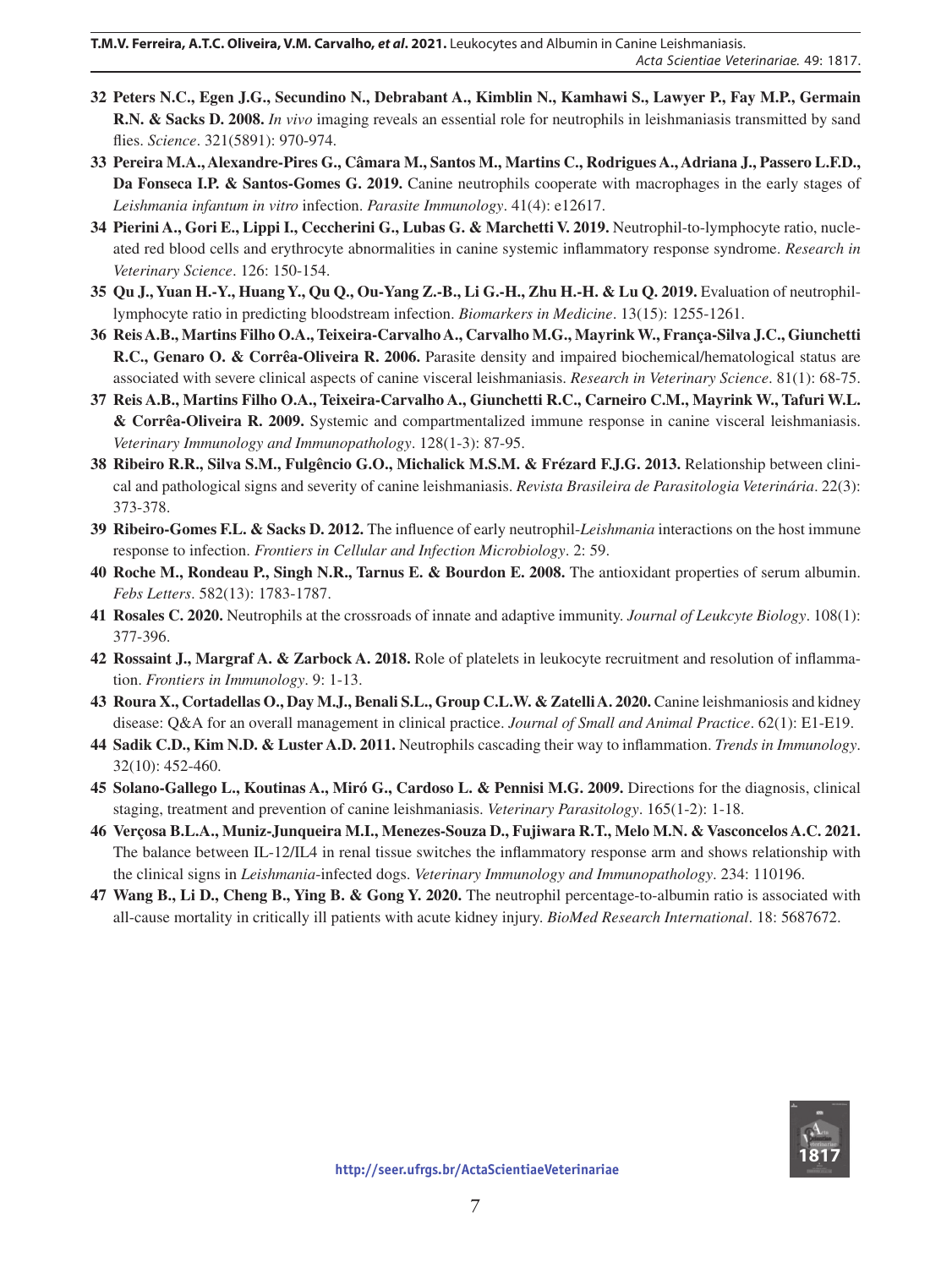**32 Peters N.C., Egen J.G., Secundino N., Debrabant A., Kimblin N., Kamhawi S., Lawyer P., Fay M.P., Germain R.N. & Sacks D. 2008.** *In vivo* imaging reveals an essential role for neutrophils in leishmaniasis transmitted by sand flies. *Science*. 321(5891): 970-974.

**33 Pereira M.A., Alexandre-Pires G., Câmara M., Santos M., Martins C., Rodrigues A., Adriana J., Passero L.F.D., Da Fonseca I.P. & Santos-Gomes G. 2019.** Canine neutrophils cooperate with macrophages in the early stages of *Leishmania infantum in vitro* infection. *Parasite Immunology*. 41(4): e12617.

**34 Pierini A., Gori E., Lippi I., Ceccherini G., Lubas G. & Marchetti V. 2019.** Neutrophil-to-lymphocyte ratio, nucleated red blood cells and erythrocyte abnormalities in canine systemic inflammatory response syndrome. *Research in Veterinary Science*. 126: 150-154.

**35 Qu J., Yuan H.-Y., Huang Y., Qu Q., Ou-Yang Z.-B., Li G.-H., Zhu H.-H. & Lu Q. 2019.** Evaluation of neutrophil-lymphocyte ratio in predicting bloodstream infection. *Biomarkers in Medicine*. 13(15): 1255-1261.

**36 Reis A.B., Martins Filho O.A., Teixeira-Carvalho A., Carvalho M.G., Mayrink W., França-Silva J.C., Giunchetti R.C., Genaro O. & Corrêa-Oliveira R. 2006.** Parasite density and impaired biochemical/hematological status are associated with severe clinical aspects of canine visceral leishmaniasis. *Research in Veterinary Science*. 81(1): 68-75.

**37 Reis A.B., Martins Filho O.A., Teixeira-Carvalho A., Giunchetti R.C., Carneiro C.M., Mayrink W., Tafuri W.L. & Corrêa-Oliveira R. 2009.** Systemic and compartmentalized immune response in canine visceral leishmaniasis. *Veterinary Immunology and Immunopathology*. 128(1-3): 87-95.

**38 Ribeiro R.R., Silva S.M., Fulgêncio G.O., Michalick M.S.M. & Frézard F.J.G. 2013.** Relationship between clinical and pathological signs and severity of canine leishmaniasis. *Revista Brasileira de Parasitologia Veterinária*. 22(3): 373-378.

**39 Ribeiro-Gomes F.L. & Sacks D. 2012.** The influence of early neutrophil-*Leishmania* interactions on the host immune response to infection. *Frontiers in Cellular and Infection Microbiology*. 2: 59.

**40 Roche M., Rondeau P., Singh N.R., Tarnus E. & Bourdon E. 2008.** The antioxidant properties of serum albumin. *Febs Letters*. 582(13): 1783-1787.

**41 Rosales C. 2020.** Neutrophils at the crossroads of innate and adaptive immunity. *Journal of Leukcyte Biology*. 108(1): 377-396.

**42 Rossaint J., Margraf A. & Zarbock A. 2018.** Role of platelets in leukocyte recruitment and resolution of inflammation. *Frontiers in Immunology*. 9: 1-13.

**43 Roura X., Cortadellas O., Day M.J., Benali S.L., Group C.L.W. & Zatelli A. 2020.** Canine leishmaniosis and kidney disease: Q&A for an overall management in clinical practice. *Journal of Small and Animal Practice*. 62(1): E1-E19.

**44 Sadik C.D., Kim N.D. & Luster A.D. 2011.** Neutrophils cascading their way to inflammation. *Trends in Immunology*. 32(10): 452-460.

**45 Solano-Gallego L., Koutinas A., Miró G., Cardoso L. & Pennisi M.G. 2009.** Directions for the diagnosis, clinical staging, treatment and prevention of canine leishmaniasis. *Veterinary Parasitology*. 165(1-2): 1-18.

**46 Verçosa B.L.A., Muniz-Junqueira M.I., Menezes-Souza D., Fujiwara R.T., Melo M.N. & Vasconcelos A.C. 2021.** The balance between IL-12/IL4 in renal tissue switches the inflammatory response arm and shows relationship with the clinical signs in *Leishmania*-infected dogs. *Veterinary Immunology and Immunopathology*. 234: 110196.

**47 Wang B., Li D., Cheng B., Ying B. & Gong Y. 2020.** The neutrophil percentage-to-albumin ratio is associated with all-cause mortality in critically ill patients with acute kidney injury. *BioMed Research International*. 18: 5687672.